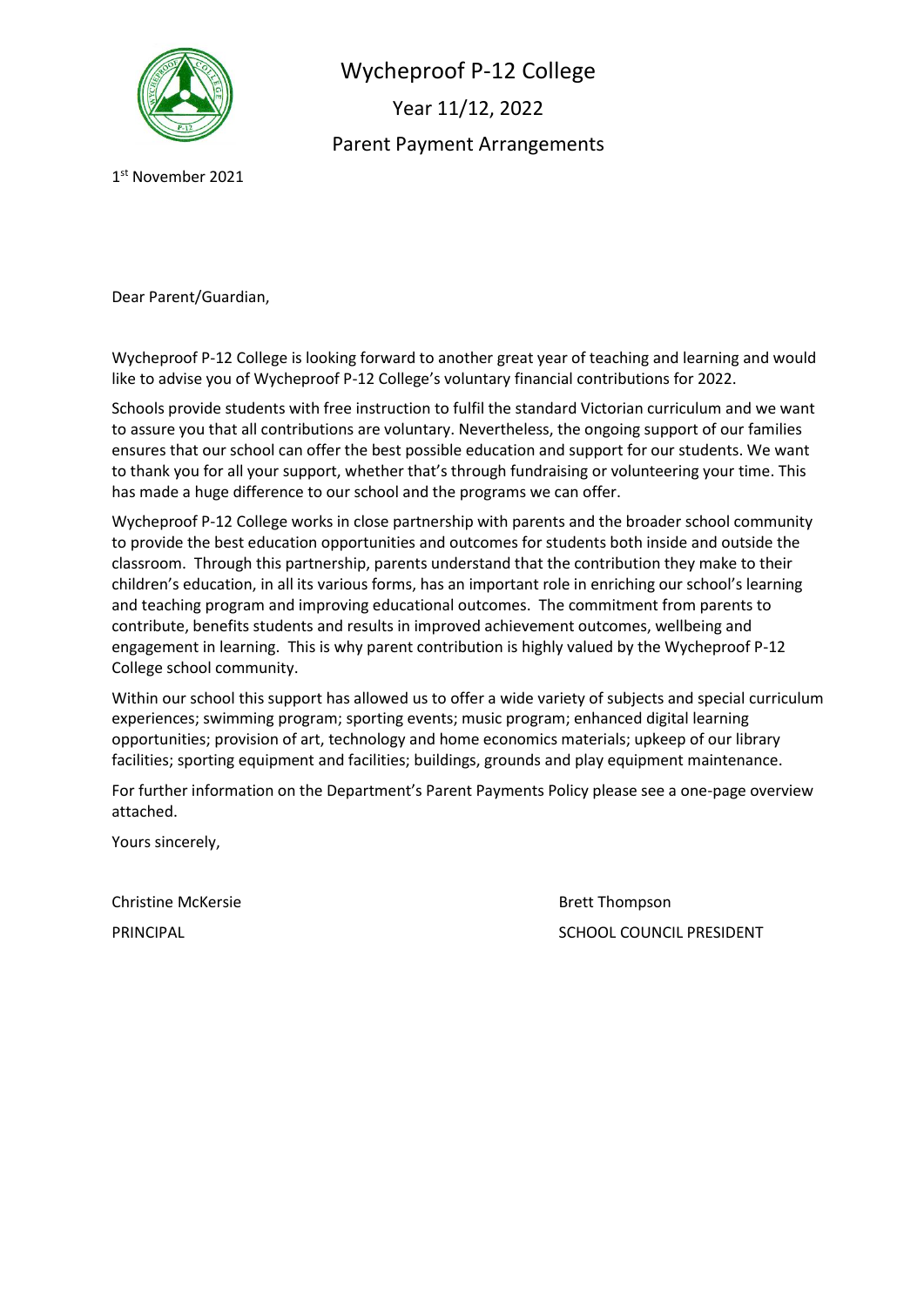# Wycheproof P-12 College

## Year 11/12, 2022

## Parent Payment Arrangements

1st November 2021

Dear Parent/Guardian,

Wycheproof P-12 College is looking forward to another great year of teaching and learning and would like to advise you of Wycheproof P-12 College's voluntary financial contributions for 2022.

Schools provide students with free instruction to fulfil the standard Victorian curriculum and we want to assure you that all contributions are voluntary. Nevertheless, the ongoing support of our families ensures that our school can offer the best possible education and support for our students. We want to thank you for all your support, whether that's through fundraising or volunteering your time. This has made a huge difference to our school and the programs we can offer.

Wycheproof P-12 College works in close partnership with parents and the broader school community to provide the best education opportunities and outcomes for students both inside and outside the classroom. Through this partnership, parents understand that the contribution they make to their children's education, in all its various forms, has an important role in enriching our school's learning and teaching program and improving educational outcomes. The commitment from parents to contribute, benefits students and results in improved achievement outcomes, wellbeing and engagement in learning. This is why parent contribution is highly valued by the Wycheproof P-12 College school community.

Within our school this support has allowed us to offer a wide variety of subjects and special curriculum experiences; swimming program; sporting events; music program; enhanced digital learning opportunities; provision of art, technology and home economics materials; upkeep of our library facilities; sporting equipment and facilities; buildings, grounds and play equipment maintenance.

For further information on the Department's Parent Payments Policy please see a one-page overview attached.

Yours sincerely,

Christine McKersie
PRINCIPAL

Brett Thompson
SCHOOL COUNCIL PRESIDENT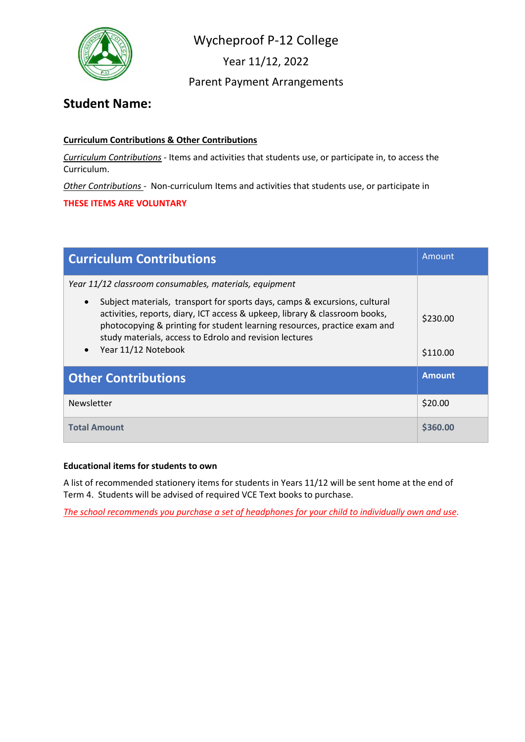# Wycheproof P-12 College

Year 11/12, 2022

Parent Payment Arrangements

## Student Name:

**Curriculum Contributions & Other Contributions**

*Curriculum Contributions* - Items and activities that students use, or participate in, to access the Curriculum.

*Other Contributions* - Non-curriculum Items and activities that students use, or participate in

**THESE ITEMS ARE VOLUNTARY**

| Curriculum Contributions | Amount |
|---|---|
| *Year 11/12 classroom consumables, materials, equipment* | |
| • Subject materials, transport for sports days, camps & excursions, cultural activities, reports, diary, ICT access & upkeep, library & classroom books, photocopying & printing for student learning resources, practice exam and study materials, access to Edrolo and revision lectures | $230.00 |
| • Year 11/12 Notebook | $110.00 |
| **Other Contributions** | **Amount** |
| Newsletter | $20.00 |
| **Total Amount** | **$360.00** |

**Educational items for students to own**

A list of recommended stationery items for students in Years 11/12 will be sent home at the end of Term 4. Students will be advised of required VCE Text books to purchase.

*The school recommends you purchase a set of headphones for your child to individually own and use.*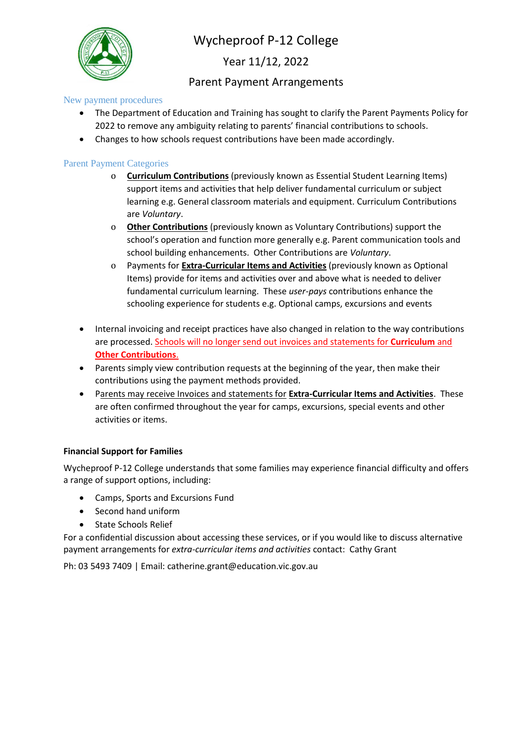# Wycheproof P-12 College

## Year 11/12, 2022

## Parent Payment Arrangements

### New payment procedures

- The Department of Education and Training has sought to clarify the Parent Payments Policy for 2022 to remove any ambiguity relating to parents' financial contributions to schools.
- Changes to how schools request contributions have been made accordingly.

### Parent Payment Categories

  - **Curriculum Contributions** (previously known as Essential Student Learning Items) support items and activities that help deliver fundamental curriculum or subject learning e.g. General classroom materials and equipment. Curriculum Contributions are *Voluntary*.
  - **Other Contributions** (previously known as Voluntary Contributions) support the school's operation and function more generally e.g. Parent communication tools and school building enhancements. Other Contributions are *Voluntary*.
  - Payments for **Extra-Curricular Items and Activities** (previously known as Optional Items) provide for items and activities over and above what is needed to deliver fundamental curriculum learning. These *user-pays* contributions enhance the schooling experience for students e.g. Optional camps, excursions and events

- Internal invoicing and receipt practices have also changed in relation to the way contributions are processed. Schools will no longer send out invoices and statements for **Curriculum** and **Other Contributions**.
- Parents simply view contribution requests at the beginning of the year, then make their contributions using the payment methods provided.
- Parents may receive Invoices and statements for **Extra-Curricular Items and Activities**. These are often confirmed throughout the year for camps, excursions, special events and other activities or items.

**Financial Support for Families**

Wycheproof P-12 College understands that some families may experience financial difficulty and offers a range of support options, including:

- Camps, Sports and Excursions Fund
- Second hand uniform
- State Schools Relief

For a confidential discussion about accessing these services, or if you would like to discuss alternative payment arrangements for *extra-curricular items and activities* contact: Cathy Grant

Ph: 03 5493 7409 | Email: catherine.grant@education.vic.gov.au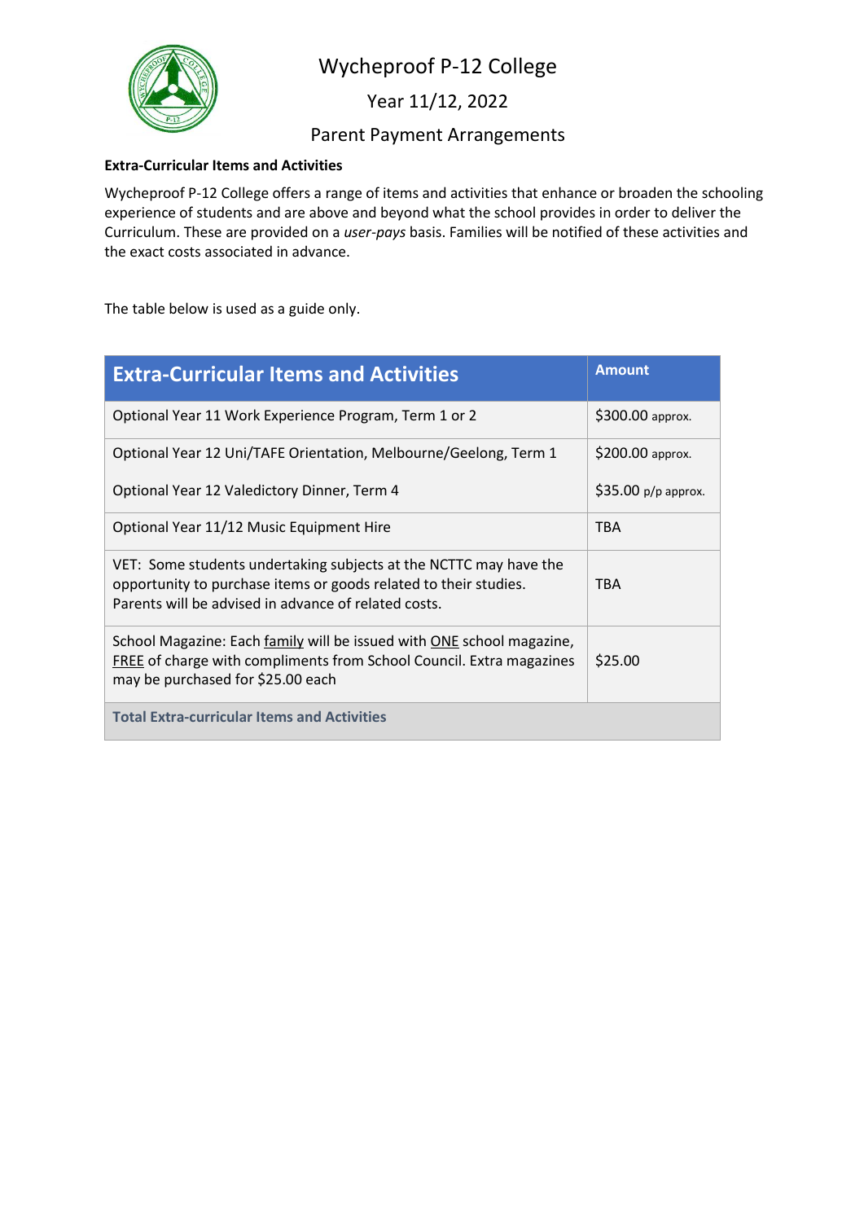# Wycheproof P-12 College

## Year 11/12, 2022

## Parent Payment Arrangements

**Extra-Curricular Items and Activities**

Wycheproof P-12 College offers a range of items and activities that enhance or broaden the schooling experience of students and are above and beyond what the school provides in order to deliver the Curriculum. These are provided on a *user-pays* basis. Families will be notified of these activities and the exact costs associated in advance.

The table below is used as a guide only.

| Extra-Curricular Items and Activities | Amount |
|---|---|
| Optional Year 11 Work Experience Program, Term 1 or 2 | $300.00 approx. |
| Optional Year 12 Uni/TAFE Orientation, Melbourne/Geelong, Term 1<br><br>Optional Year 12 Valedictory Dinner, Term 4 | $200.00 approx.<br><br>$35.00 p/p approx. |
| Optional Year 11/12 Music Equipment Hire | TBA |
| VET: Some students undertaking subjects at the NCTTC may have the opportunity to purchase items or goods related to their studies. Parents will be advised in advance of related costs. | TBA |
| School Magazine: Each family will be issued with ONE school magazine, FREE of charge with compliments from School Council. Extra magazines may be purchased for $25.00 each | $25.00 |
| **Total Extra-curricular Items and Activities** | |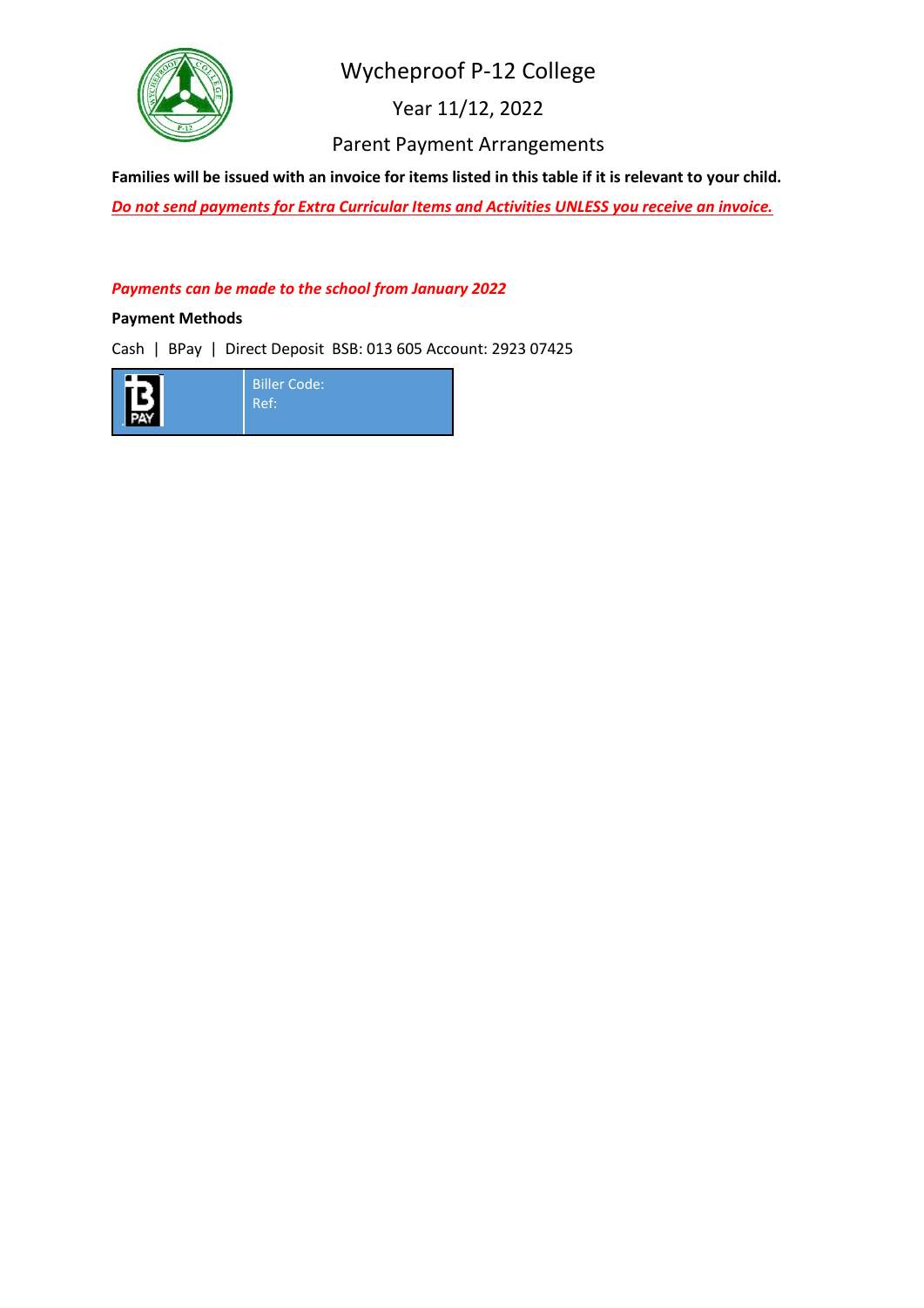# Wycheproof P-12 College

## Year 11/12, 2022

## Parent Payment Arrangements

**Families will be issued with an invoice for items listed in this table if it is relevant to your child.**

***Do not send payments for Extra Curricular Items and Activities UNLESS you receive an invoice.***

***Payments can be made to the school from January 2022***

**Payment Methods**

Cash | BPay | Direct Deposit BSB: 013 605 Account: 2923 07425

| | |
|---|---|
| B PAY | Biller Code:<br>Ref: |